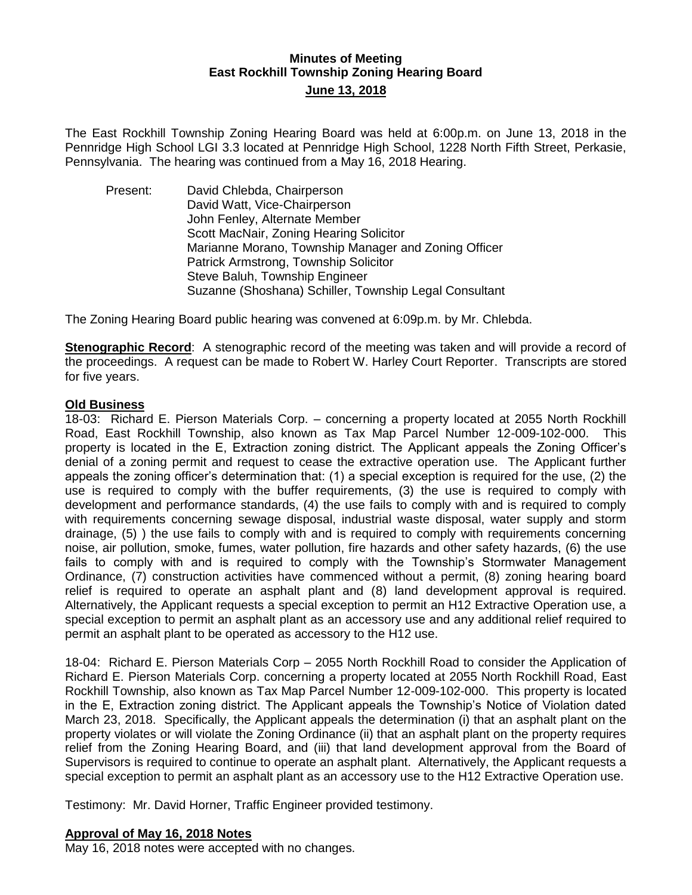# Minutes of Meeting
## East Rockhill Township Zoning Hearing Board
### June 13, 2018

The East Rockhill Township Zoning Hearing Board was held at 6:00p.m. on June 13, 2018 in the Pennridge High School LGI 3.3 located at Pennridge High School, 1228 North Fifth Street, Perkasie, Pennsylvania. The hearing was continued from a May 16, 2018 Hearing.

Present:
- David Chlebda, Chairperson
- David Watt, Vice-Chairperson
- John Fenley, Alternate Member
- Scott MacNair, Zoning Hearing Solicitor
- Marianne Morano, Township Manager and Zoning Officer
- Patrick Armstrong, Township Solicitor
- Steve Baluh, Township Engineer
- Suzanne (Shoshana) Schiller, Township Legal Consultant

The Zoning Hearing Board public hearing was convened at 6:09p.m. by Mr. Chlebda.

**Stenographic Record**: A stenographic record of the meeting was taken and will provide a record of the proceedings. A request can be made to Robert W. Harley Court Reporter. Transcripts are stored for five years.

**Old Business**

18-03: Richard E. Pierson Materials Corp. – concerning a property located at 2055 North Rockhill Road, East Rockhill Township, also known as Tax Map Parcel Number 12-009-102-000. This property is located in the E, Extraction zoning district. The Applicant appeals the Zoning Officer's denial of a zoning permit and request to cease the extractive operation use. The Applicant further appeals the zoning officer's determination that: (1) a special exception is required for the use, (2) the use is required to comply with the buffer requirements, (3) the use is required to comply with development and performance standards, (4) the use fails to comply with and is required to comply with requirements concerning sewage disposal, industrial waste disposal, water supply and storm drainage, (5) ) the use fails to comply with and is required to comply with requirements concerning noise, air pollution, smoke, fumes, water pollution, fire hazards and other safety hazards, (6) the use fails to comply with and is required to comply with the Township's Stormwater Management Ordinance, (7) construction activities have commenced without a permit, (8) zoning hearing board relief is required to operate an asphalt plant and (8) land development approval is required. Alternatively, the Applicant requests a special exception to permit an H12 Extractive Operation use, a special exception to permit an asphalt plant as an accessory use and any additional relief required to permit an asphalt plant to be operated as accessory to the H12 use.

18-04: Richard E. Pierson Materials Corp – 2055 North Rockhill Road to consider the Application of Richard E. Pierson Materials Corp. concerning a property located at 2055 North Rockhill Road, East Rockhill Township, also known as Tax Map Parcel Number 12-009-102-000. This property is located in the E, Extraction zoning district. The Applicant appeals the Township's Notice of Violation dated March 23, 2018. Specifically, the Applicant appeals the determination (i) that an asphalt plant on the property violates or will violate the Zoning Ordinance (ii) that an asphalt plant on the property requires relief from the Zoning Hearing Board, and (iii) that land development approval from the Board of Supervisors is required to continue to operate an asphalt plant. Alternatively, the Applicant requests a special exception to permit an asphalt plant as an accessory use to the H12 Extractive Operation use.

Testimony: Mr. David Horner, Traffic Engineer provided testimony.

**Approval of May 16, 2018 Notes**

May 16, 2018 notes were accepted with no changes.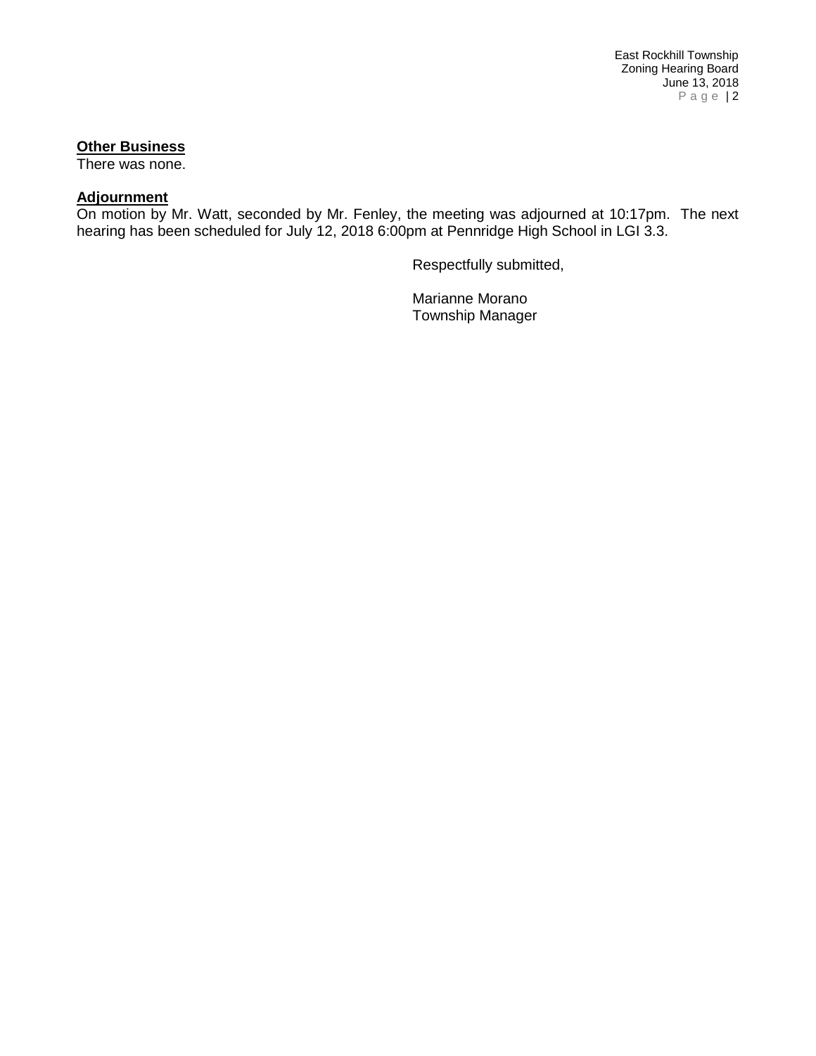**Other Business**
There was none.

**Adjournment**
On motion by Mr. Watt, seconded by Mr. Fenley, the meeting was adjourned at 10:17pm. The next hearing has been scheduled for July 12, 2018 6:00pm at Pennridge High School in LGI 3.3.

Respectfully submitted,

Marianne Morano
Township Manager